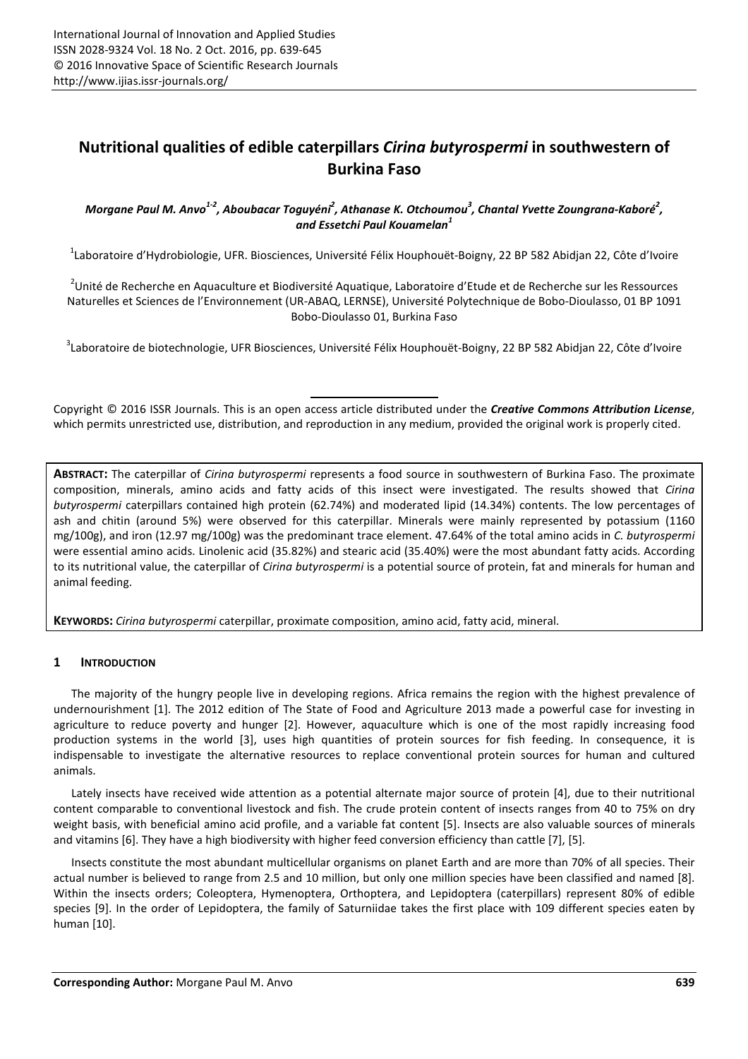# Nutritional qualities of edible caterpillars *Cirina butyrospermi* in southwestern of Burkina Faso

***Morgane Paul M. Anvo[1-2], Aboubacar Toguyéni[2], Athanase K. Otchoumou[3], Chantal Yvette Zoungrana-Kaboré[2], and Essetchi Paul Kouamelan[1]***

[1]Laboratoire d'Hydrobiologie, UFR. Biosciences, Université Félix Houphouët-Boigny, 22 BP 582 Abidjan 22, Côte d'Ivoire

[2]Unité de Recherche en Aquaculture et Biodiversité Aquatique, Laboratoire d'Etude et de Recherche sur les Ressources Naturelles et Sciences de l'Environnement (UR-ABAQ, LERNSE), Université Polytechnique de Bobo-Dioulasso, 01 BP 1091 Bobo-Dioulasso 01, Burkina Faso

[3]Laboratoire de biotechnologie, UFR Biosciences, Université Félix Houphouët-Boigny, 22 BP 582 Abidjan 22, Côte d'Ivoire

Copyright © 2016 ISSR Journals. This is an open access article distributed under the ***Creative Commons Attribution License***, which permits unrestricted use, distribution, and reproduction in any medium, provided the original work is properly cited.

**ABSTRACT:** The caterpillar of *Cirina butyrospermi* represents a food source in southwestern of Burkina Faso. The proximate composition, minerals, amino acids and fatty acids of this insect were investigated. The results showed that *Cirina butyrospermi* caterpillars contained high protein (62.74%) and moderated lipid (14.34%) contents. The low percentages of ash and chitin (around 5%) were observed for this caterpillar. Minerals were mainly represented by potassium (1160 mg/100g), and iron (12.97 mg/100g) was the predominant trace element. 47.64% of the total amino acids in *C. butyrospermi* were essential amino acids. Linolenic acid (35.82%) and stearic acid (35.40%) were the most abundant fatty acids. According to its nutritional value, the caterpillar of *Cirina butyrospermi* is a potential source of protein, fat and minerals for human and animal feeding.

**KEYWORDS:** *Cirina butyrospermi* caterpillar, proximate composition, amino acid, fatty acid, mineral.

## 1 INTRODUCTION

The majority of the hungry people live in developing regions. Africa remains the region with the highest prevalence of undernourishment [1]. The 2012 edition of The State of Food and Agriculture 2013 made a powerful case for investing in agriculture to reduce poverty and hunger [2]. However, aquaculture which is one of the most rapidly increasing food production systems in the world [3], uses high quantities of protein sources for fish feeding. In consequence, it is indispensable to investigate the alternative resources to replace conventional protein sources for human and cultured animals.

Lately insects have received wide attention as a potential alternate major source of protein [4], due to their nutritional content comparable to conventional livestock and fish. The crude protein content of insects ranges from 40 to 75% on dry weight basis, with beneficial amino acid profile, and a variable fat content [5]. Insects are also valuable sources of minerals and vitamins [6]. They have a high biodiversity with higher feed conversion efficiency than cattle [7], [5].

Insects constitute the most abundant multicellular organisms on planet Earth and are more than 70% of all species. Their actual number is believed to range from 2.5 and 10 million, but only one million species have been classified and named [8]. Within the insects orders; Coleoptera, Hymenoptera, Orthoptera, and Lepidoptera (caterpillars) represent 80% of edible species [9]. In the order of Lepidoptera, the family of Saturniidae takes the first place with 109 different species eaten by human [10].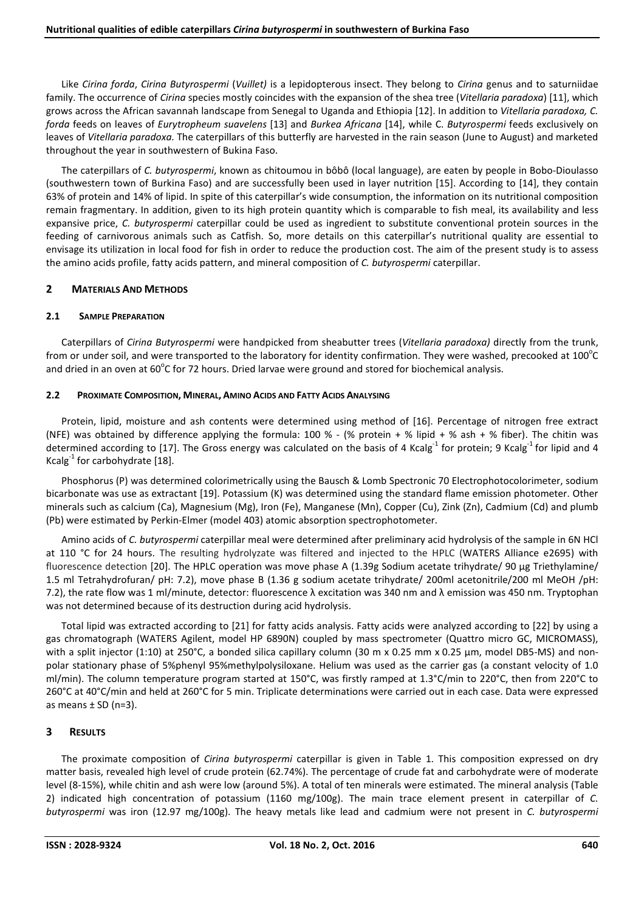Like *Cirina forda*, *Cirina Butyrospermi* (*Vuillet)* is a lepidopterous insect. They belong to *Cirina* genus and to saturniidae family. The occurrence of *Cirina* species mostly coincides with the expansion of the shea tree (*Vitellaria paradoxa*) [11], which grows across the African savannah landscape from Senegal to Uganda and Ethiopia [12]. In addition to *Vitellaria paradoxa, C. forda* feeds on leaves of *Eurytropheum suavelens* [13] and *Burkea Africana* [14], while C. *Butyrospermi* feeds exclusively on leaves of *Vitellaria paradoxa.* The caterpillars of this butterfly are harvested in the rain season (June to August) and marketed throughout the year in southwestern of Bukina Faso.

The caterpillars of *C. butyrospermi*, known as chitoumou in bôbô (local language), are eaten by people in Bobo-Dioulasso (southwestern town of Burkina Faso) and are successfully been used in layer nutrition [15]. According to [14], they contain 63% of protein and 14% of lipid. In spite of this caterpillar's wide consumption, the information on its nutritional composition remain fragmentary. In addition, given to its high protein quantity which is comparable to fish meal, its availability and less expansive price, *C. butyrospermi* caterpillar could be used as ingredient to substitute conventional protein sources in the feeding of carnivorous animals such as Catfish. So, more details on this caterpillar's nutritional quality are essential to envisage its utilization in local food for fish in order to reduce the production cost. The aim of the present study is to assess the amino acids profile, fatty acids pattern, and mineral composition of *C. butyrospermi* caterpillar.

## 2 Materials And Methods

### 2.1 Sample Preparation

Caterpillars of *Cirina Butyrospermi* were handpicked from sheabutter trees (*Vitellaria paradoxa)* directly from the trunk, from or under soil, and were transported to the laboratory for identity confirmation. They were washed, precooked at 100°C and dried in an oven at 60°C for 72 hours. Dried larvae were ground and stored for biochemical analysis.

### 2.2 Proximate Composition, Mineral, Amino Acids and Fatty Acids Analysing

Protein, lipid, moisture and ash contents were determined using method of [16]. Percentage of nitrogen free extract (NFE) was obtained by difference applying the formula: 100 % - (% protein + % lipid + % ash + % fiber). The chitin was determined according to [17]. The Gross energy was calculated on the basis of 4 Kcal$g^{-1}$ for protein; 9 Kcal$g^{-1}$ for lipid and 4 Kcal$g^{-1}$ for carbohydrate [18].

Phosphorus (P) was determined colorimetrically using the Bausch & Lomb Spectronic 70 Electrophotocolorimeter, sodium bicarbonate was use as extractant [19]. Potassium (K) was determined using the standard flame emission photometer. Other minerals such as calcium (Ca), Magnesium (Mg), Iron (Fe), Manganese (Mn), Copper (Cu), Zink (Zn), Cadmium (Cd) and plumb (Pb) were estimated by Perkin-Elmer (model 403) atomic absorption spectrophotometer.

Amino acids of *C. butyrospermi* caterpillar meal were determined after preliminary acid hydrolysis of the sample in 6N HCl at 110 °C for 24 hours. The resulting hydrolyzate was filtered and injected to the HPLC (WATERS Alliance e2695) with fluorescence detection [20]. The HPLC operation was move phase A (1.39g Sodium acetate trihydrate/ 90 µg Triethylamine/ 1.5 ml Tetrahydrofuran/ pH: 7.2), move phase B (1.36 g sodium acetate trihydrate/ 200ml acetonitrile/200 ml MeOH /pH: 7.2), the rate flow was 1 ml/minute, detector: fluorescence λ excitation was 340 nm and λ emission was 450 nm. Tryptophan was not determined because of its destruction during acid hydrolysis.

Total lipid was extracted according to [21] for fatty acids analysis. Fatty acids were analyzed according to [22] by using a gas chromatograph (WATERS Agilent, model HP 6890N) coupled by mass spectrometer (Quattro micro GC, MICROMASS), with a split injector (1:10) at 250°C, a bonded silica capillary column (30 m x 0.25 mm x 0.25 µm, model DB5-MS) and non-polar stationary phase of 5%phenyl 95%methylpolysiloxane. Helium was used as the carrier gas (a constant velocity of 1.0 ml/min). The column temperature program started at 150°C, was firstly ramped at 1.3°C/min to 220°C, then from 220°C to 260°C at 40°C/min and held at 260°C for 5 min. Triplicate determinations were carried out in each case. Data were expressed as means ± SD (n=3).

## 3 Results

The proximate composition of *Cirina butyrospermi* caterpillar is given in Table 1. This composition expressed on dry matter basis, revealed high level of crude protein (62.74%). The percentage of crude fat and carbohydrate were of moderate level (8-15%), while chitin and ash were low (around 5%). A total of ten minerals were estimated. The mineral analysis (Table 2) indicated high concentration of potassium (1160 mg/100g). The main trace element present in caterpillar of *C. butyrospermi* was iron (12.97 mg/100g). The heavy metals like lead and cadmium were not present in *C. butyrospermi*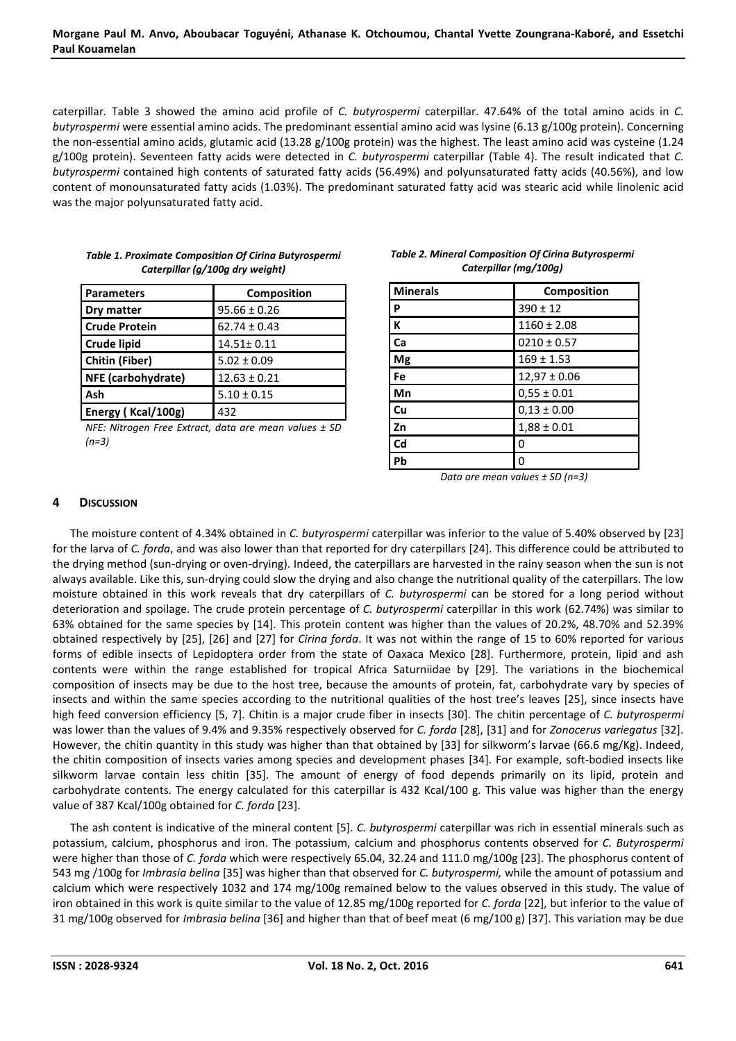caterpillar. Table 3 showed the amino acid profile of *C. butyrospermi* caterpillar. 47.64% of the total amino acids in *C. butyrospermi* were essential amino acids. The predominant essential amino acid was lysine (6.13 g/100g protein). Concerning the non-essential amino acids, glutamic acid (13.28 g/100g protein) was the highest. The least amino acid was cysteine (1.24 g/100g protein). Seventeen fatty acids were detected in *C. butyrospermi* caterpillar (Table 4). The result indicated that *C. butyrospermi* contained high contents of saturated fatty acids (56.49%) and polyunsaturated fatty acids (40.56%), and low content of monounsaturated fatty acids (1.03%). The predominant saturated fatty acid was stearic acid while linolenic acid was the major polyunsaturated fatty acid.

***Table 1. Proximate Composition Of Cirina Butyrospermi Caterpillar (g/100g dry weight)***

| Parameters | Composition |
|---|---|
| **Dry matter** | 95.66 ± 0.26 |
| **Crude Protein** | 62.74 ± 0.43 |
| **Crude lipid** | 14.51± 0.11 |
| **Chitin (Fiber)** | 5.02 ± 0.09 |
| **NFE (carbohydrate)** | 12.63 ± 0.21 |
| **Ash** | 5.10 ± 0.15 |
| **Energy ( Kcal/100g)** | 432 |

*NFE: Nitrogen Free Extract, data are mean values ± SD (n=3)*

***Table 2. Mineral Composition Of Cirina Butyrospermi Caterpillar (mg/100g)***

| Minerals | Composition |
|---|---|
| **P** | 390 ± 12 |
| **K** | 1160 ± 2.08 |
| **Ca** | 0210 ± 0.57 |
| **Mg** | 169 ± 1.53 |
| **Fe** | 12,97 ± 0.06 |
| **Mn** | 0,55 ± 0.01 |
| **Cu** | 0,13 ± 0.00 |
| **Zn** | 1,88 ± 0.01 |
| **Cd** | 0 |
| **Pb** | 0 |

*Data are mean values ± SD (n=3)*

## 4 DISCUSSION

The moisture content of 4.34% obtained in *C. butyrospermi* caterpillar was inferior to the value of 5.40% observed by [23] for the larva of *C. forda*, and was also lower than that reported for dry caterpillars [24]. This difference could be attributed to the drying method (sun-drying or oven-drying). Indeed, the caterpillars are harvested in the rainy season when the sun is not always available. Like this, sun-drying could slow the drying and also change the nutritional quality of the caterpillars. The low moisture obtained in this work reveals that dry caterpillars of *C. butyrospermi* can be stored for a long period without deterioration and spoilage. The crude protein percentage of *C. butyrospermi* caterpillar in this work (62.74%) was similar to 63% obtained for the same species by [14]. This protein content was higher than the values of 20.2%, 48.70% and 52.39% obtained respectively by [25], [26] and [27] for *Cirina forda*. It was not within the range of 15 to 60% reported for various forms of edible insects of Lepidoptera order from the state of Oaxaca Mexico [28]. Furthermore, protein, lipid and ash contents were within the range established for tropical Africa Saturniidae by [29]. The variations in the biochemical composition of insects may be due to the host tree, because the amounts of protein, fat, carbohydrate vary by species of insects and within the same species according to the nutritional qualities of the host tree's leaves [25], since insects have high feed conversion efficiency [5, 7]. Chitin is a major crude fiber in insects [30]. The chitin percentage of *C. butyrospermi* was lower than the values of 9.4% and 9.35% respectively observed for *C. forda* [28], [31] and for *Zonocerus variegatus* [32]. However, the chitin quantity in this study was higher than that obtained by [33] for silkworm's larvae (66.6 mg/Kg). Indeed, the chitin composition of insects varies among species and development phases [34]. For example, soft-bodied insects like silkworm larvae contain less chitin [35]. The amount of energy of food depends primarily on its lipid, protein and carbohydrate contents. The energy calculated for this caterpillar is 432 Kcal/100 g. This value was higher than the energy value of 387 Kcal/100g obtained for *C. forda* [23].

The ash content is indicative of the mineral content [5]. *C. butyrospermi* caterpillar was rich in essential minerals such as potassium, calcium, phosphorus and iron. The potassium, calcium and phosphorus contents observed for *C. Butyrospermi* were higher than those of *C. forda* which were respectively 65.04, 32.24 and 111.0 mg/100g [23]. The phosphorus content of 543 mg /100g for *Imbrasia belina* [35] was higher than that observed for *C. butyrospermi,* while the amount of potassium and calcium which were respectively 1032 and 174 mg/100g remained below to the values observed in this study. The value of iron obtained in this work is quite similar to the value of 12.85 mg/100g reported for *C. forda* [22], but inferior to the value of 31 mg/100g observed for *Imbrasia belina* [36] and higher than that of beef meat (6 mg/100 g) [37]. This variation may be due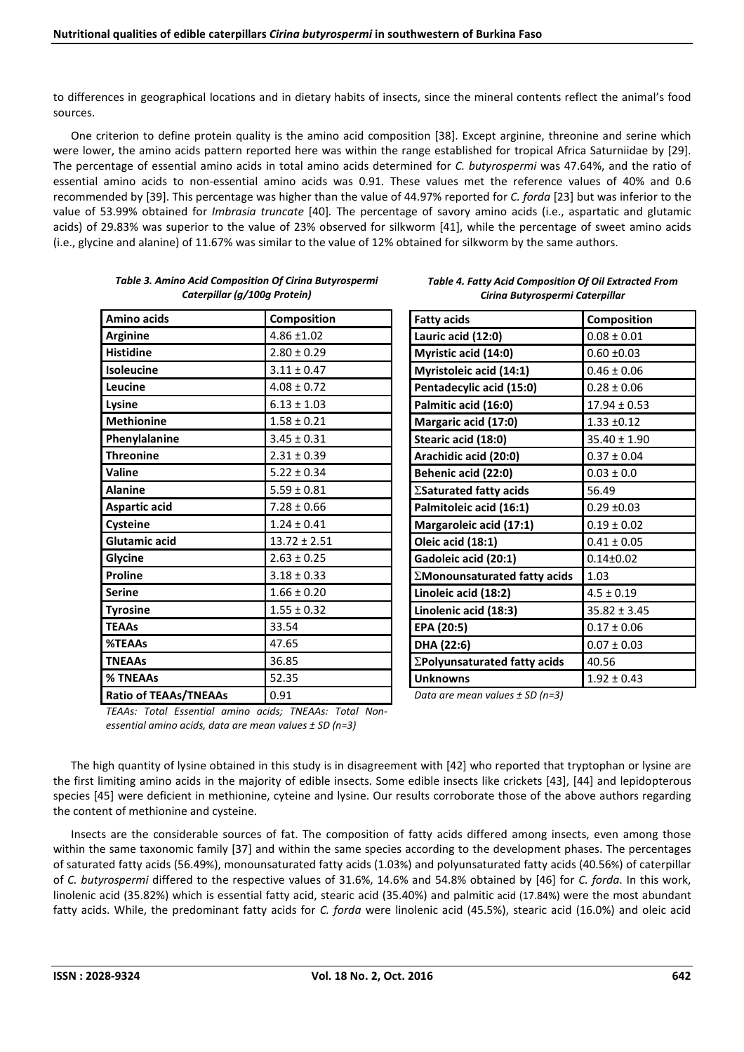to differences in geographical locations and in dietary habits of insects, since the mineral contents reflect the animal's food sources.

One criterion to define protein quality is the amino acid composition [38]. Except arginine, threonine and serine which were lower, the amino acids pattern reported here was within the range established for tropical Africa Saturniidae by [29]. The percentage of essential amino acids in total amino acids determined for *C. butyrospermi* was 47.64%, and the ratio of essential amino acids to non-essential amino acids was 0.91. These values met the reference values of 40% and 0.6 recommended by [39]. This percentage was higher than the value of 44.97% reported for *C. forda* [23] but was inferior to the value of 53.99% obtained for *Imbrasia truncate* [40]. The percentage of savory amino acids (i.e., aspartatic and glutamic acids) of 29.83% was superior to the value of 23% observed for silkworm [41], while the percentage of sweet amino acids (i.e., glycine and alanine) of 11.67% was similar to the value of 12% obtained for silkworm by the same authors.

*Table 3. Amino Acid Composition Of Cirina Butyrospermi Caterpillar (g/100g Protein)*

| Amino acids | Composition |
|---|---|
| Arginine | 4.86 ±1.02 |
| Histidine | 2.80 ± 0.29 |
| Isoleucine | 3.11 ± 0.47 |
| Leucine | 4.08 ± 0.72 |
| Lysine | 6.13 ± 1.03 |
| Methionine | 1.58 ± 0.21 |
| Phenylalanine | 3.45 ± 0.31 |
| Threonine | 2.31 ± 0.39 |
| Valine | 5.22 ± 0.34 |
| Alanine | 5.59 ± 0.81 |
| Aspartic acid | 7.28 ± 0.66 |
| Cysteine | 1.24 ± 0.41 |
| Glutamic acid | 13.72 ± 2.51 |
| Glycine | 2.63 ± 0.25 |
| Proline | 3.18 ± 0.33 |
| Serine | 1.66 ± 0.20 |
| Tyrosine | 1.55 ± 0.32 |
| TEAAs | 33.54 |
| %TEAAs | 47.65 |
| TNEAAs | 36.85 |
| % TNEAAs | 52.35 |
| Ratio of TEAAs/TNEAAs | 0.91 |

*TEAAs: Total Essential amino acids; TNEAAs: Total Non-essential amino acids, data are mean values ± SD (n=3)*

*Table 4. Fatty Acid Composition Of Oil Extracted From Cirina Butyrospermi Caterpillar*

| Fatty acids | Composition |
|---|---|
| Lauric acid (12:0) | 0.08 ± 0.01 |
| Myristic acid (14:0) | 0.60 ±0.03 |
| Myristoleic acid (14:1) | 0.46 ± 0.06 |
| Pentadecylic acid (15:0) | 0.28 ± 0.06 |
| Palmitic acid (16:0) | 17.94 ± 0.53 |
| Margaric acid (17:0) | 1.33 ±0.12 |
| Stearic acid (18:0) | 35.40 ± 1.90 |
| Arachidic acid (20:0) | 0.37 ± 0.04 |
| Behenic acid (22:0) | 0.03 ± 0.0 |
| ΣSaturated fatty acids | 56.49 |
| Palmitoleic acid (16:1) | 0.29 ±0.03 |
| Margaroleic acid (17:1) | 0.19 ± 0.02 |
| Oleic acid (18:1) | 0.41 ± 0.05 |
| Gadoleic acid (20:1) | 0.14±0.02 |
| ΣMonounsaturated fatty acids | 1.03 |
| Linoleic acid (18:2) | 4.5 ± 0.19 |
| Linolenic acid (18:3) | 35.82 ± 3.45 |
| EPA (20:5) | 0.17 ± 0.06 |
| DHA (22:6) | 0.07 ± 0.03 |
| ΣPolyunsaturated fatty acids | 40.56 |
| Unknowns | 1.92 ± 0.43 |

*Data are mean values ± SD (n=3)*

The high quantity of lysine obtained in this study is in disagreement with [42] who reported that tryptophan or lysine are the first limiting amino acids in the majority of edible insects. Some edible insects like crickets [43], [44] and lepidopterous species [45] were deficient in methionine, cyteine and lysine. Our results corroborate those of the above authors regarding the content of methionine and cysteine.

Insects are the considerable sources of fat. The composition of fatty acids differed among insects, even among those within the same taxonomic family [37] and within the same species according to the development phases. The percentages of saturated fatty acids (56.49%), monounsaturated fatty acids (1.03%) and polyunsaturated fatty acids (40.56%) of caterpillar of *C. butyrospermi* differed to the respective values of 31.6%, 14.6% and 54.8% obtained by [46] for *C. forda*. In this work, linolenic acid (35.82%) which is essential fatty acid, stearic acid (35.40%) and palmitic acid (17.84%) were the most abundant fatty acids. While, the predominant fatty acids for *C. forda* were linolenic acid (45.5%), stearic acid (16.0%) and oleic acid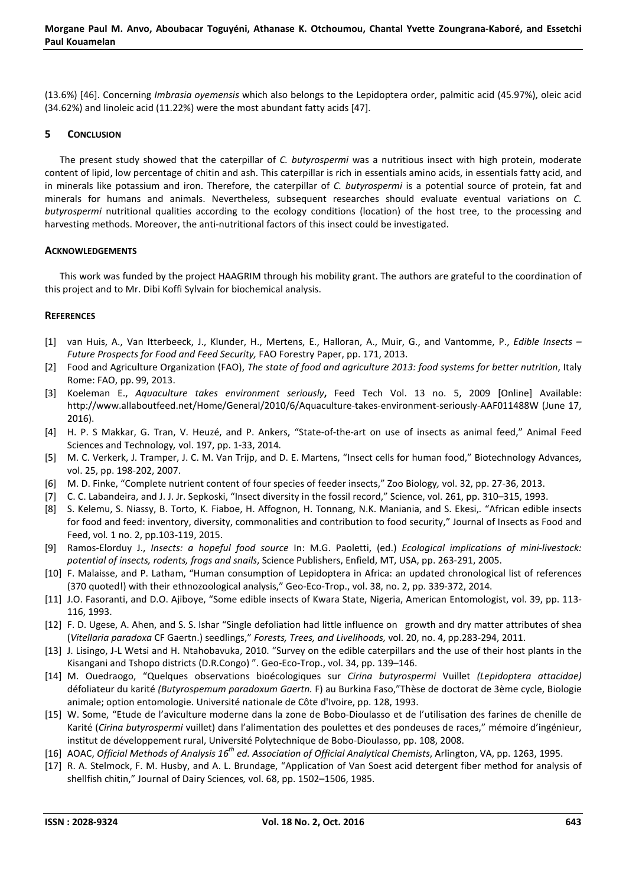(13.6%) [46]. Concerning *Imbrasia oyemensis* which also belongs to the Lepidoptera order, palmitic acid (45.97%), oleic acid (34.62%) and linoleic acid (11.22%) were the most abundant fatty acids [47].

## 5 Conclusion

The present study showed that the caterpillar of *C. butyrospermi* was a nutritious insect with high protein, moderate content of lipid, low percentage of chitin and ash. This caterpillar is rich in essentials amino acids, in essentials fatty acid, and in minerals like potassium and iron. Therefore, the caterpillar of *C. butyrospermi* is a potential source of protein, fat and minerals for humans and animals. Nevertheless, subsequent researches should evaluate eventual variations on *C. butyrospermi* nutritional qualities according to the ecology conditions (location) of the host tree, to the processing and harvesting methods. Moreover, the anti-nutritional factors of this insect could be investigated.

## Acknowledgements

This work was funded by the project HAAGRIM through his mobility grant. The authors are grateful to the coordination of this project and to Mr. Dibi Koffi Sylvain for biochemical analysis.

## References

[1] van Huis, A., Van Itterbeeck, J., Klunder, H., Mertens, E., Halloran, A., Muir, G., and Vantomme, P., *Edible Insects – Future Prospects for Food and Feed Security,* FAO Forestry Paper, pp. 171, 2013.

[2] Food and Agriculture Organization (FAO), *The state of food and agriculture 2013: food systems for better nutrition*, Italy Rome: FAO, pp. 99, 2013.

[3] Koeleman E., *Aquaculture takes environment seriously*, Feed Tech Vol. 13 no. 5, 2009 [Online] Available: http://www.allaboutfeed.net/Home/General/2010/6/Aquaculture-takes-environment-seriously-AAF011488W (June 17, 2016).

[4] H. P. S Makkar, G. Tran, V. Heuzé, and P. Ankers, "State-of-the-art on use of insects as animal feed," Animal Feed Sciences and Technology*,* vol. 197, pp. 1-33, 2014.

[5] M. C. Verkerk, J. Tramper, J. C. M. Van Trijp, and D. E. Martens, "Insect cells for human food," Biotechnology Advances, vol. 25, pp. 198-202, 2007.

[6] M. D. Finke, "Complete nutrient content of four species of feeder insects," Zoo Biology*,* vol. 32, pp. 27-36, 2013.

[7] C. C. Labandeira, and J. J. Jr. Sepkoski, "Insect diversity in the fossil record," Science, vol. 261, pp. 310–315, 1993.

[8] S. Kelemu, S. Niassy, B. Torto, K. Fiaboe, H. Affognon, H. Tonnang, N.K. Maniania, and S. Ekesi,. "African edible insects for food and feed: inventory, diversity, commonalities and contribution to food security," Journal of Insects as Food and Feed, vol*.* 1 no. 2, pp.103-119, 2015.

[9] Ramos-Elorduy J., *Insects: a hopeful food source* In: M.G. Paoletti, (ed.) *Ecological implications of mini-livestock: potential of insects, rodents, frogs and snails*, Science Publishers, Enfield, MT, USA, pp. 263-291, 2005.

[10] F. Malaisse, and P. Latham, "Human consumption of Lepidoptera in Africa: an updated chronological list of references (370 quoted!) with their ethnozoological analysis," Geo-Eco-Trop., vol. 38, no. 2, pp. 339-372, 2014.

[11] J.O. Fasoranti, and D.O. Ajiboye, "Some edible insects of Kwara State, Nigeria, American Entomologist, vol. 39, pp. 113-116, 1993.

[12] F. D. Ugese, A. Ahen, and S. S. Ishar "Single defoliation had little influence on growth and dry matter attributes of shea (*Vitellaria paradoxa* CF Gaertn.) seedlings," *Forests, Trees, and Livelihoods,* vol. 20, no. 4, pp.283-294, 2011.

[13] J. Lisingo, J-L Wetsi and H. Ntahobavuka, 2010*.* "Survey on the edible caterpillars and the use of their host plants in the Kisangani and Tshopo districts (D.R.Congo) ". Geo-Eco-Trop., vol. 34, pp. 139–146.

[14] M. Ouedraogo, "Quelques observations bioécologiques sur *Cirina butyrospermi* Vuillet *(Lepidoptera attacidae)* défoliateur du karité *(Butyrospemum paradoxum Gaertn.* F) au Burkina Faso,"Thèse de doctorat de 3ème cycle, Biologie animale; option entomologie. Université nationale de Côte d'Ivoire, pp. 128, 1993.

[15] W. Some, "Etude de l'aviculture moderne dans la zone de Bobo-Dioulasso et de l'utilisation des farines de chenille de Karité (*Cirina butyrospermi* vuillet) dans l'alimentation des poulettes et des pondeuses de races," mémoire d'ingénieur, institut de développement rural, Université Polytechnique de Bobo-Dioulasso, pp. 108, 2008.

[16] AOAC, *Official Methods of Analysis 16th ed. Association of Official Analytical Chemists*, Arlington, VA, pp. 1263, 1995.

[17] R. A. Stelmock, F. M. Husby, and A. L. Brundage, "Application of Van Soest acid detergent fiber method for analysis of shellfish chitin," Journal of Dairy Sciences*,* vol. 68, pp. 1502–1506, 1985.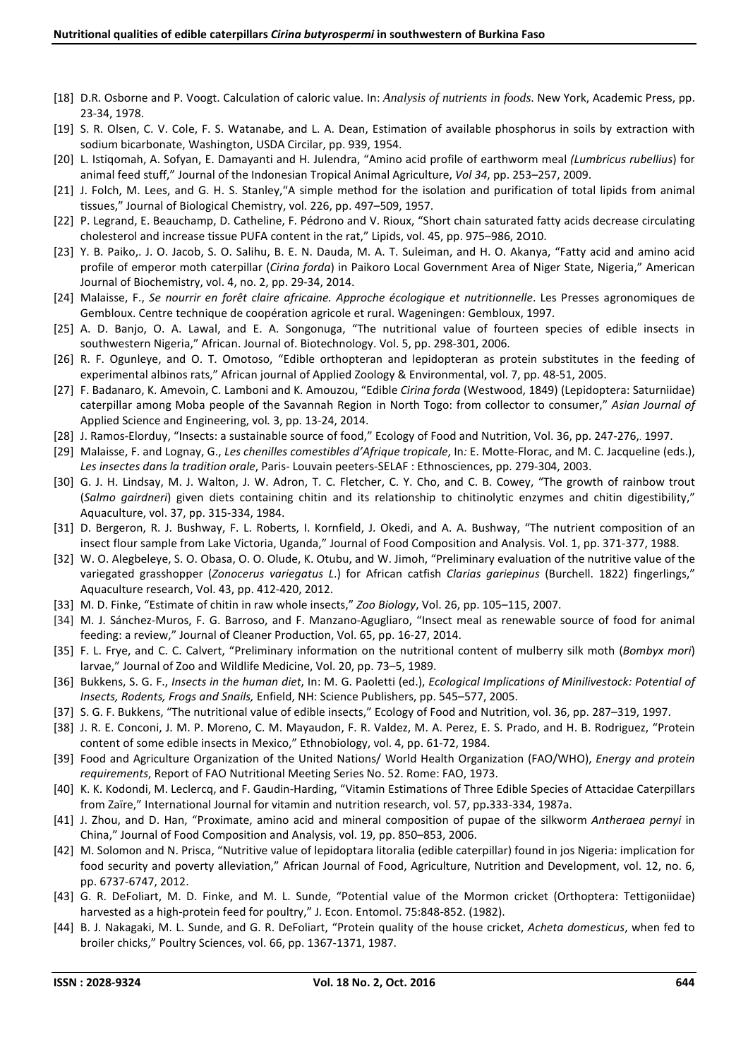[18] D.R. Osborne and P. Voogt. Calculation of caloric value. In: *Analysis of nutrients in foods*. New York, Academic Press, pp. 23-34, 1978.

[19] S. R. Olsen, C. V. Cole, F. S. Watanabe, and L. A. Dean, Estimation of available phosphorus in soils by extraction with sodium bicarbonate, Washington, USDA Circilar, pp. 939, 1954.

[20] L. Istiqomah, A. Sofyan, E. Damayanti and H. Julendra, "Amino acid profile of earthworm meal *(Lumbricus rubellius*) for animal feed stuff," Journal of the Indonesian Tropical Animal Agriculture, *Vol 34*, pp. 253–257, 2009.

[21] J. Folch, M. Lees, and G. H. S. Stanley,"A simple method for the isolation and purification of total lipids from animal tissues," Journal of Biological Chemistry, vol. 226, pp. 497–509, 1957.

[22] P. Legrand, E. Beauchamp, D. Catheline, F. Pédrono and V. Rioux, "Short chain saturated fatty acids decrease circulating cholesterol and increase tissue PUFA content in the rat," Lipids, vol. 45, pp. 975–986, 2O10.

[23] Y. B. Paiko,. J. O. Jacob, S. O. Salihu, B. E. N. Dauda, M. A. T. Suleiman, and H. O. Akanya, "Fatty acid and amino acid profile of emperor moth caterpillar (*Cirina forda*) in Paikoro Local Government Area of Niger State, Nigeria," American Journal of Biochemistry, vol. 4, no. 2, pp. 29-34, 2014.

[24] Malaisse, F., *Se nourrir en forêt claire africaine. Approche écologique et nutritionnelle*. Les Presses agronomiques de Gembloux. Centre technique de coopération agricole et rural. Wageningen: Gembloux, 1997.

[25] A. D. Banjo, O. A. Lawal, and E. A. Songonuga, "The nutritional value of fourteen species of edible insects in southwestern Nigeria," African. Journal of. Biotechnology. Vol. 5, pp. 298-301, 2006.

[26] R. F. Ogunleye, and O. T. Omotoso, "Edible orthopteran and lepidopteran as protein substitutes in the feeding of experimental albinos rats," African journal of Applied Zoology & Environmental, vol. 7, pp. 48-51, 2005.

[27] F. Badanaro, K. Amevoin, C. Lamboni and K. Amouzou, "Edible *Cirina forda* (Westwood, 1849) (Lepidoptera: Saturniidae) caterpillar among Moba people of the Savannah Region in North Togo: from collector to consumer," *Asian Journal of* Applied Science and Engineering, vol*.* 3, pp. 13-24, 2014.

[28] J. Ramos-Elorduy, "Insects: a sustainable source of food," Ecology of Food and Nutrition, Vol. 36, pp. 247-276,. 1997.

[29] Malaisse, F. and Lognay, G., *Les chenilles comestibles d'Afrique tropicale*, In*:* E. Motte-Florac, and M. C. Jacqueline (eds.), *Les insectes dans la tradition orale*, Paris- Louvain peeters-SELAF : Ethnosciences, pp. 279-304, 2003.

[30] G. J. H. Lindsay, M. J. Walton, J. W. Adron, T. C. Fletcher, C. Y. Cho, and C. B. Cowey, "The growth of rainbow trout (*Salmo gairdneri*) given diets containing chitin and its relationship to chitinolytic enzymes and chitin digestibility," Aquaculture, vol. 37, pp. 315-334, 1984.

[31] D. Bergeron, R. J. Bushway, F. L. Roberts, I. Kornfield, J. Okedi, and A. A. Bushway, "The nutrient composition of an insect flour sample from Lake Victoria, Uganda," Journal of Food Composition and Analysis. Vol. 1, pp. 371-377, 1988.

[32] W. O. Alegbeleye, S. O. Obasa, O. O. Olude, K. Otubu, and W. Jimoh, "Preliminary evaluation of the nutritive value of the variegated grasshopper (*Zonocerus variegatus L*.) for African catfish *Clarias gariepinus* (Burchell. 1822) fingerlings," Aquaculture research, Vol. 43, pp. 412-420, 2012.

[33] M. D. Finke, "Estimate of chitin in raw whole insects," *Zoo Biology*, Vol. 26, pp. 105–115, 2007.

[34] M. J. Sánchez-Muros, F. G. Barroso, and F. Manzano-Agugliaro, "Insect meal as renewable source of food for animal feeding: a review," Journal of Cleaner Production, Vol. 65, pp. 16-27, 2014.

[35] F. L. Frye, and C. C. Calvert, "Preliminary information on the nutritional content of mulberry silk moth (*Bombyx mori*) larvae," Journal of Zoo and Wildlife Medicine, Vol. 20, pp. 73–5, 1989.

[36] Bukkens, S. G. F., *Insects in the human diet*, In: M. G. Paoletti (ed.), *Ecological Implications of Minilivestock: Potential of Insects, Rodents, Frogs and Snails,* Enfield, NH: Science Publishers, pp. 545–577, 2005.

[37] S. G. F. Bukkens, "The nutritional value of edible insects," Ecology of Food and Nutrition, vol. 36, pp. 287–319, 1997.

[38] J. R. E. Conconi, J. M. P. Moreno, C. M. Mayaudon, F. R. Valdez, M. A. Perez, E. S. Prado, and H. B. Rodriguez, "Protein content of some edible insects in Mexico," Ethnobiology, vol. 4, pp. 61-72, 1984.

[39] Food and Agriculture Organization of the United Nations/ World Health Organization (FAO/WHO), *Energy and protein requirements*, Report of FAO Nutritional Meeting Series No. 52. Rome: FAO, 1973.

[40] K. K. Kodondi, M. Leclercq, and F. Gaudin-Harding, "Vitamin Estimations of Three Edible Species of Attacidae Caterpillars from Zaïre," International Journal for vitamin and nutrition research, vol. 57, pp**.**333-334, 1987a.

[41] J. Zhou, and D. Han, "Proximate, amino acid and mineral composition of pupae of the silkworm *Antheraea pernyi* in China," Journal of Food Composition and Analysis, vol. 19, pp. 850–853, 2006.

[42] M. Solomon and N. Prisca, "Nutritive value of lepidoptara litoralia (edible caterpillar) found in jos Nigeria: implication for food security and poverty alleviation," African Journal of Food, Agriculture, Nutrition and Development, vol. 12, no. 6, pp. 6737-6747, 2012.

[43] G. R. DeFoliart, M. D. Finke, and M. L. Sunde, "Potential value of the Mormon cricket (Orthoptera: Tettigoniidae) harvested as a high-protein feed for poultry," J. Econ. Entomol. 75:848-852. (1982).

[44] B. J. Nakagaki, M. L. Sunde, and G. R. DeFoliart, "Protein quality of the house cricket, *Acheta domesticus*, when fed to broiler chicks," Poultry Sciences, vol. 66, pp. 1367-1371, 1987.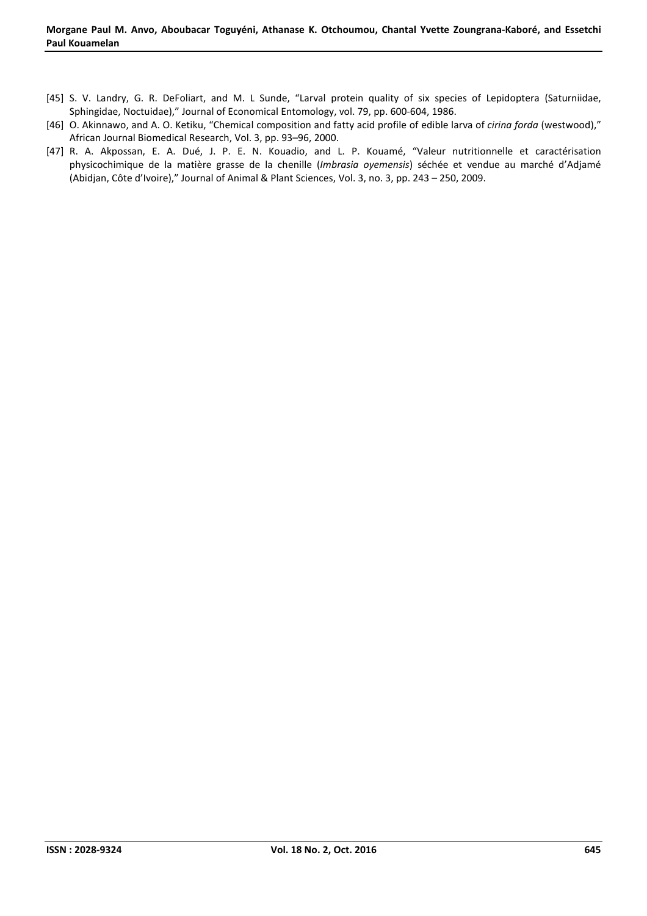[45] S. V. Landry, G. R. DeFoliart, and M. L Sunde, "Larval protein quality of six species of Lepidoptera (Saturniidae, Sphingidae, Noctuidae)," Journal of Economical Entomology, vol. 79, pp. 600-604, 1986.

[46] O. Akinnawo, and A. O. Ketiku, "Chemical composition and fatty acid profile of edible larva of *cirina forda* (westwood)," African Journal Biomedical Research, Vol. 3, pp. 93–96, 2000.

[47] R. A. Akpossan, E. A. Dué, J. P. E. N. Kouadio, and L. P. Kouamé, "Valeur nutritionnelle et caractérisation physicochimique de la matière grasse de la chenille (*Imbrasia oyemensis*) séchée et vendue au marché d'Adjamé (Abidjan, Côte d'Ivoire)," Journal of Animal & Plant Sciences, Vol. 3, no. 3, pp. 243 – 250, 2009.